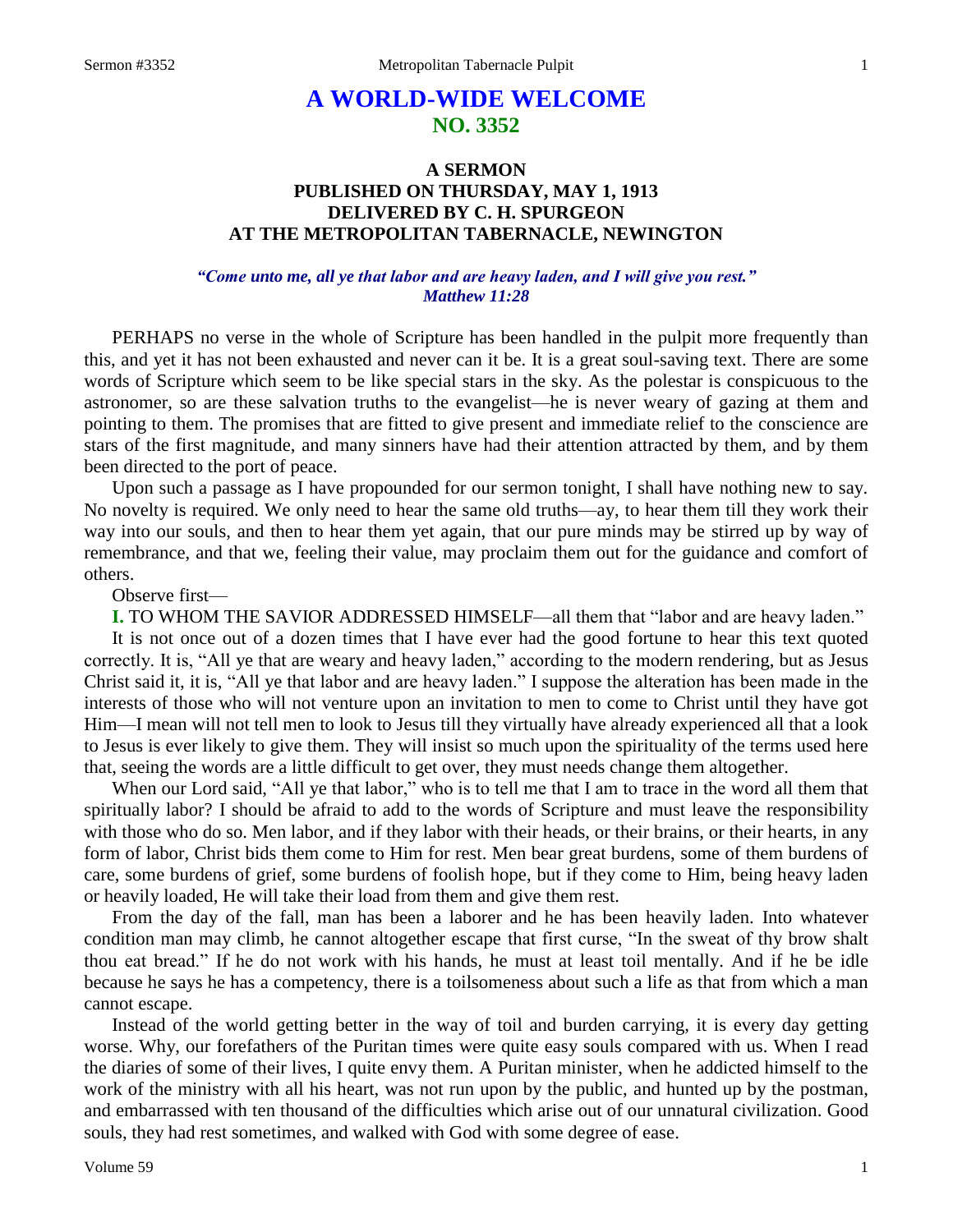# A WORLD-WIDE WELCOME
## NO. 3352

### A SERMON
### PUBLISHED ON THURSDAY, MAY 1, 1913
### DELIVERED BY C. H. SPURGEON
### AT THE METROPOLITAN TABERNACLE, NEWINGTON

*"Come unto me, all ye that labor and are heavy laden, and I will give you rest."*
*Matthew 11:28*

PERHAPS no verse in the whole of Scripture has been handled in the pulpit more frequently than this, and yet it has not been exhausted and never can it be. It is a great soul-saving text. There are some words of Scripture which seem to be like special stars in the sky. As the polestar is conspicuous to the astronomer, so are these salvation truths to the evangelist—he is never weary of gazing at them and pointing to them. The promises that are fitted to give present and immediate relief to the conscience are stars of the first magnitude, and many sinners have had their attention attracted by them, and by them been directed to the port of peace.

Upon such a passage as I have propounded for our sermon tonight, I shall have nothing new to say. No novelty is required. We only need to hear the same old truths—ay, to hear them till they work their way into our souls, and then to hear them yet again, that our pure minds may be stirred up by way of remembrance, and that we, feeling their value, may proclaim them out for the guidance and comfort of others.

Observe first—

**I.** TO WHOM THE SAVIOR ADDRESSED HIMSELF—all them that "labor and are heavy laden."

It is not once out of a dozen times that I have ever had the good fortune to hear this text quoted correctly. It is, "All ye that are weary and heavy laden," according to the modern rendering, but as Jesus Christ said it, it is, "All ye that labor and are heavy laden." I suppose the alteration has been made in the interests of those who will not venture upon an invitation to men to come to Christ until they have got Him—I mean will not tell men to look to Jesus till they virtually have already experienced all that a look to Jesus is ever likely to give them. They will insist so much upon the spirituality of the terms used here that, seeing the words are a little difficult to get over, they must needs change them altogether.

When our Lord said, "All ye that labor," who is to tell me that I am to trace in the word all them that spiritually labor? I should be afraid to add to the words of Scripture and must leave the responsibility with those who do so. Men labor, and if they labor with their heads, or their brains, or their hearts, in any form of labor, Christ bids them come to Him for rest. Men bear great burdens, some of them burdens of care, some burdens of grief, some burdens of foolish hope, but if they come to Him, being heavy laden or heavily loaded, He will take their load from them and give them rest.

From the day of the fall, man has been a laborer and he has been heavily laden. Into whatever condition man may climb, he cannot altogether escape that first curse, "In the sweat of thy brow shalt thou eat bread." If he do not work with his hands, he must at least toil mentally. And if he be idle because he says he has a competency, there is a toilsomeness about such a life as that from which a man cannot escape.

Instead of the world getting better in the way of toil and burden carrying, it is every day getting worse. Why, our forefathers of the Puritan times were quite easy souls compared with us. When I read the diaries of some of their lives, I quite envy them. A Puritan minister, when he addicted himself to the work of the ministry with all his heart, was not run upon by the public, and hunted up by the postman, and embarrassed with ten thousand of the difficulties which arise out of our unnatural civilization. Good souls, they had rest sometimes, and walked with God with some degree of ease.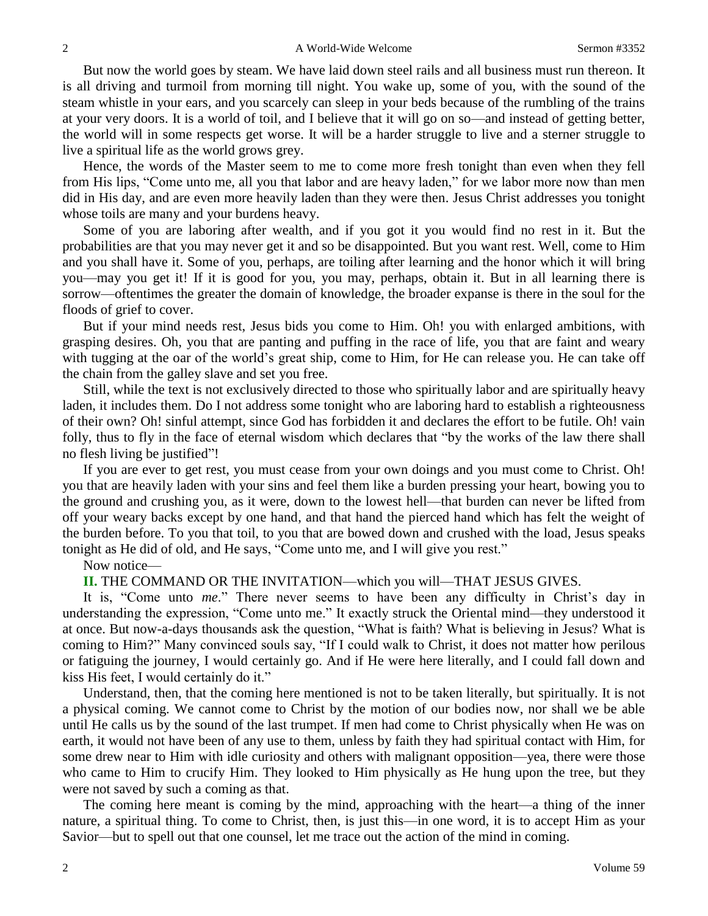But now the world goes by steam. We have laid down steel rails and all business must run thereon. It is all driving and turmoil from morning till night. You wake up, some of you, with the sound of the steam whistle in your ears, and you scarcely can sleep in your beds because of the rumbling of the trains at your very doors. It is a world of toil, and I believe that it will go on so—and instead of getting better, the world will in some respects get worse. It will be a harder struggle to live and a sterner struggle to live a spiritual life as the world grows grey.

Hence, the words of the Master seem to me to come more fresh tonight than even when they fell from His lips, "Come unto me, all you that labor and are heavy laden," for we labor more now than men did in His day, and are even more heavily laden than they were then. Jesus Christ addresses you tonight whose toils are many and your burdens heavy.

Some of you are laboring after wealth, and if you got it you would find no rest in it. But the probabilities are that you may never get it and so be disappointed. But you want rest. Well, come to Him and you shall have it. Some of you, perhaps, are toiling after learning and the honor which it will bring you—may you get it! If it is good for you, you may, perhaps, obtain it. But in all learning there is sorrow—oftentimes the greater the domain of knowledge, the broader expanse is there in the soul for the floods of grief to cover.

But if your mind needs rest, Jesus bids you come to Him. Oh! you with enlarged ambitions, with grasping desires. Oh, you that are panting and puffing in the race of life, you that are faint and weary with tugging at the oar of the world's great ship, come to Him, for He can release you. He can take off the chain from the galley slave and set you free.

Still, while the text is not exclusively directed to those who spiritually labor and are spiritually heavy laden, it includes them. Do I not address some tonight who are laboring hard to establish a righteousness of their own? Oh! sinful attempt, since God has forbidden it and declares the effort to be futile. Oh! vain folly, thus to fly in the face of eternal wisdom which declares that "by the works of the law there shall no flesh living be justified"!

If you are ever to get rest, you must cease from your own doings and you must come to Christ. Oh! you that are heavily laden with your sins and feel them like a burden pressing your heart, bowing you to the ground and crushing you, as it were, down to the lowest hell—that burden can never be lifted from off your weary backs except by one hand, and that hand the pierced hand which has felt the weight of the burden before. To you that toil, to you that are bowed down and crushed with the load, Jesus speaks tonight as He did of old, and He says, "Come unto me, and I will give you rest."

Now notice—

**II.** THE COMMAND OR THE INVITATION—which you will—THAT JESUS GIVES.

It is, "Come unto *me*." There never seems to have been any difficulty in Christ's day in understanding the expression, "Come unto me." It exactly struck the Oriental mind—they understood it at once. But now-a-days thousands ask the question, "What is faith? What is believing in Jesus? What is coming to Him?" Many convinced souls say, "If I could walk to Christ, it does not matter how perilous or fatiguing the journey, I would certainly go. And if He were here literally, and I could fall down and kiss His feet, I would certainly do it."

Understand, then, that the coming here mentioned is not to be taken literally, but spiritually. It is not a physical coming. We cannot come to Christ by the motion of our bodies now, nor shall we be able until He calls us by the sound of the last trumpet. If men had come to Christ physically when He was on earth, it would not have been of any use to them, unless by faith they had spiritual contact with Him, for some drew near to Him with idle curiosity and others with malignant opposition—yea, there were those who came to Him to crucify Him. They looked to Him physically as He hung upon the tree, but they were not saved by such a coming as that.

The coming here meant is coming by the mind, approaching with the heart—a thing of the inner nature, a spiritual thing. To come to Christ, then, is just this—in one word, it is to accept Him as your Savior—but to spell out that one counsel, let me trace out the action of the mind in coming.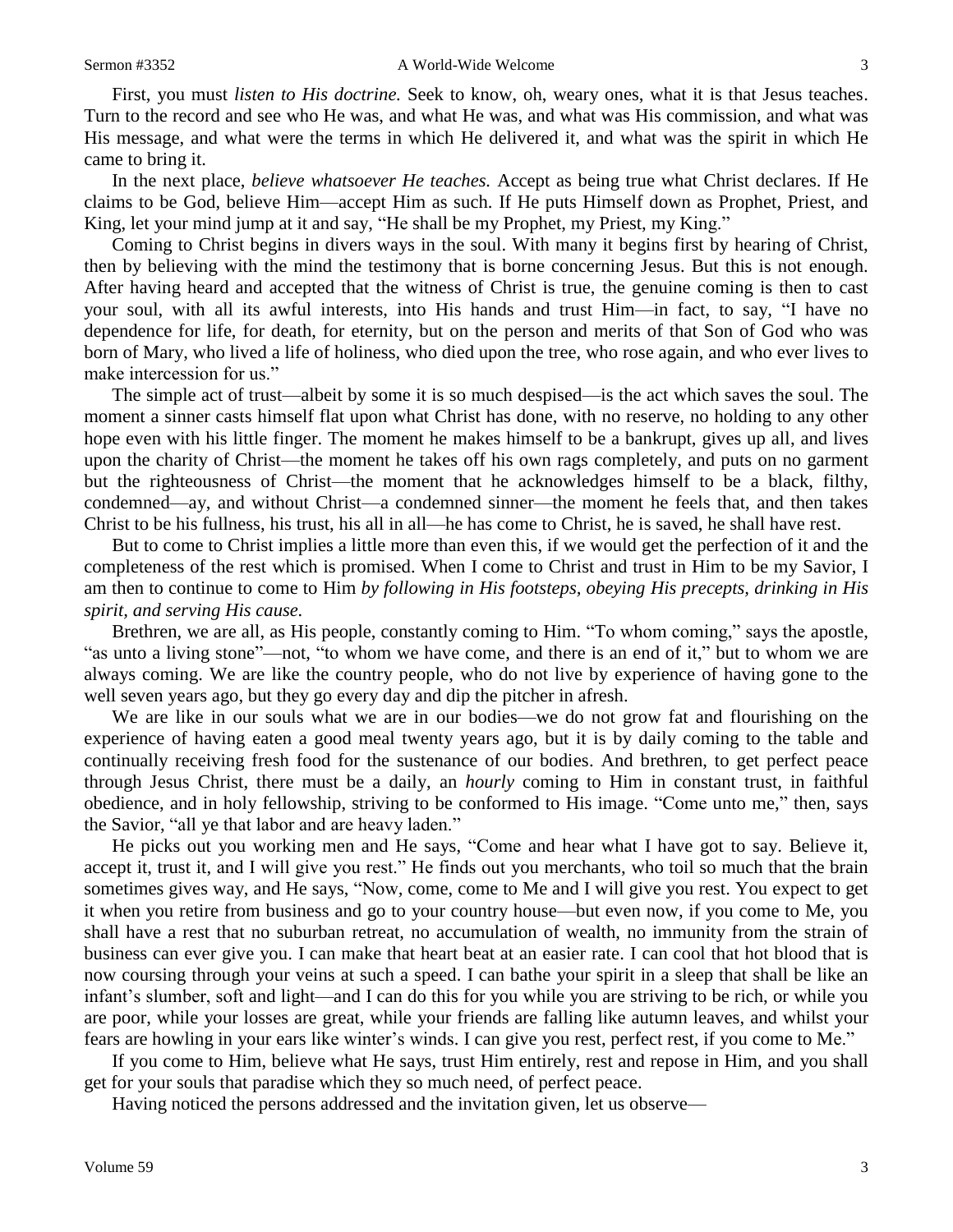First, you must *listen to His doctrine.* Seek to know, oh, weary ones, what it is that Jesus teaches. Turn to the record and see who He was, and what He was, and what was His commission, and what was His message, and what were the terms in which He delivered it, and what was the spirit in which He came to bring it.

In the next place, *believe whatsoever He teaches.* Accept as being true what Christ declares. If He claims to be God, believe Him—accept Him as such. If He puts Himself down as Prophet, Priest, and King, let your mind jump at it and say, "He shall be my Prophet, my Priest, my King."

Coming to Christ begins in divers ways in the soul. With many it begins first by hearing of Christ, then by believing with the mind the testimony that is borne concerning Jesus. But this is not enough. After having heard and accepted that the witness of Christ is true, the genuine coming is then to cast your soul, with all its awful interests, into His hands and trust Him—in fact, to say, "I have no dependence for life, for death, for eternity, but on the person and merits of that Son of God who was born of Mary, who lived a life of holiness, who died upon the tree, who rose again, and who ever lives to make intercession for us."

The simple act of trust—albeit by some it is so much despised—is the act which saves the soul. The moment a sinner casts himself flat upon what Christ has done, with no reserve, no holding to any other hope even with his little finger. The moment he makes himself to be a bankrupt, gives up all, and lives upon the charity of Christ—the moment he takes off his own rags completely, and puts on no garment but the righteousness of Christ—the moment that he acknowledges himself to be a black, filthy, condemned—ay, and without Christ—a condemned sinner—the moment he feels that, and then takes Christ to be his fullness, his trust, his all in all—he has come to Christ, he is saved, he shall have rest.

But to come to Christ implies a little more than even this, if we would get the perfection of it and the completeness of the rest which is promised. When I come to Christ and trust in Him to be my Savior, I am then to continue to come to Him *by following in His footsteps, obeying His precepts, drinking in His spirit, and serving His cause.*

Brethren, we are all, as His people, constantly coming to Him. "To whom coming," says the apostle, "as unto a living stone"—not, "to whom we have come, and there is an end of it," but to whom we are always coming. We are like the country people, who do not live by experience of having gone to the well seven years ago, but they go every day and dip the pitcher in afresh.

We are like in our souls what we are in our bodies—we do not grow fat and flourishing on the experience of having eaten a good meal twenty years ago, but it is by daily coming to the table and continually receiving fresh food for the sustenance of our bodies. And brethren, to get perfect peace through Jesus Christ, there must be a daily, an *hourly* coming to Him in constant trust, in faithful obedience, and in holy fellowship, striving to be conformed to His image. "Come unto me," then, says the Savior, "all ye that labor and are heavy laden."

He picks out you working men and He says, "Come and hear what I have got to say. Believe it, accept it, trust it, and I will give you rest." He finds out you merchants, who toil so much that the brain sometimes gives way, and He says, "Now, come, come to Me and I will give you rest. You expect to get it when you retire from business and go to your country house—but even now, if you come to Me, you shall have a rest that no suburban retreat, no accumulation of wealth, no immunity from the strain of business can ever give you. I can make that heart beat at an easier rate. I can cool that hot blood that is now coursing through your veins at such a speed. I can bathe your spirit in a sleep that shall be like an infant's slumber, soft and light—and I can do this for you while you are striving to be rich, or while you are poor, while your losses are great, while your friends are falling like autumn leaves, and whilst your fears are howling in your ears like winter's winds. I can give you rest, perfect rest, if you come to Me."

If you come to Him, believe what He says, trust Him entirely, rest and repose in Him, and you shall get for your souls that paradise which they so much need, of perfect peace.

Having noticed the persons addressed and the invitation given, let us observe—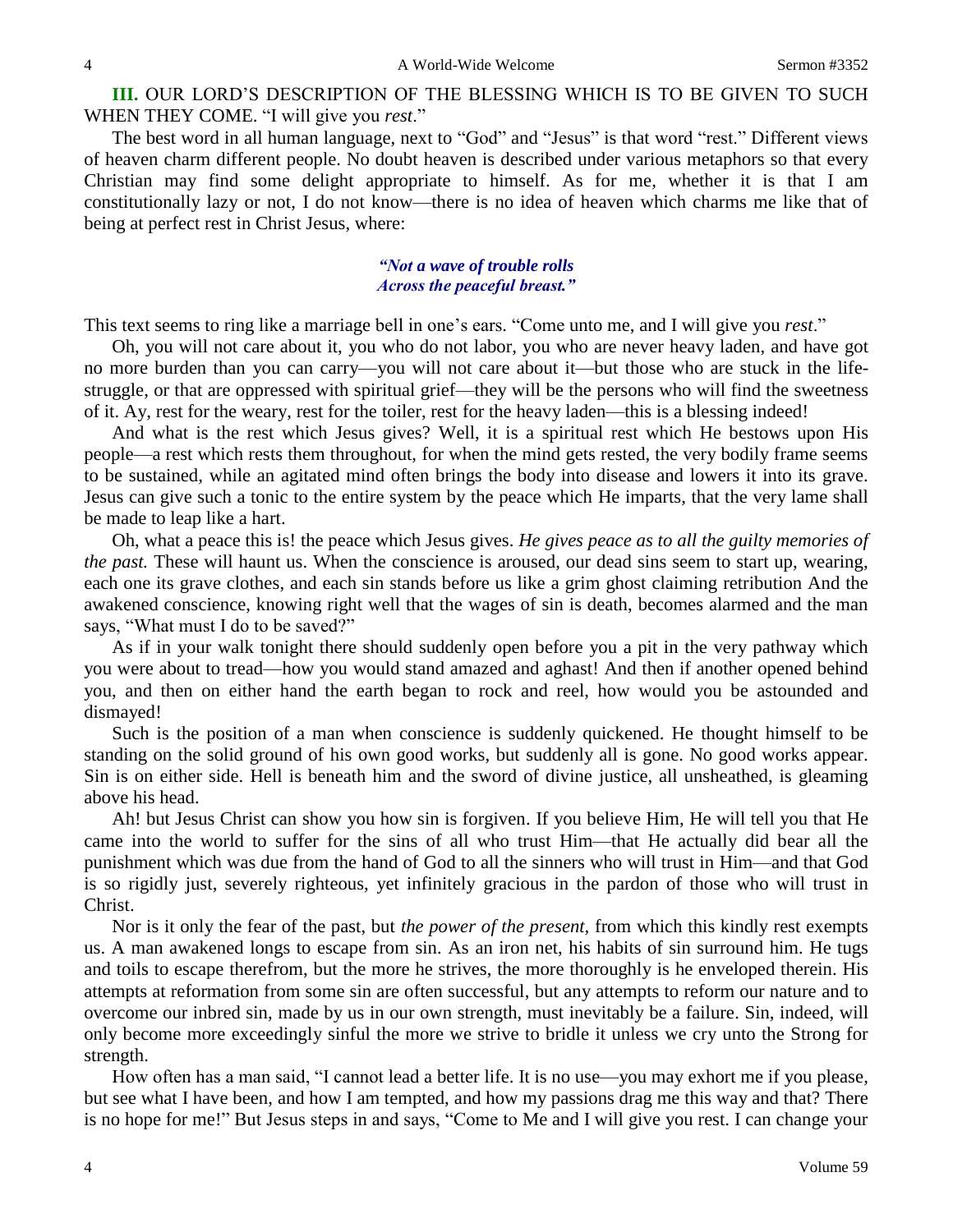**III.** OUR LORD'S DESCRIPTION OF THE BLESSING WHICH IS TO BE GIVEN TO SUCH WHEN THEY COME. "I will give you *rest*."

The best word in all human language, next to "God" and "Jesus" is that word "rest." Different views of heaven charm different people. No doubt heaven is described under various metaphors so that every Christian may find some delight appropriate to himself. As for me, whether it is that I am constitutionally lazy or not, I do not know—there is no idea of heaven which charms me like that of being at perfect rest in Christ Jesus, where:

> *"Not a wave of trouble rolls*
> *Across the peaceful breast."*

This text seems to ring like a marriage bell in one's ears. "Come unto me, and I will give you *rest*."

Oh, you will not care about it, you who do not labor, you who are never heavy laden, and have got no more burden than you can carry—you will not care about it—but those who are stuck in the life-struggle, or that are oppressed with spiritual grief—they will be the persons who will find the sweetness of it. Ay, rest for the weary, rest for the toiler, rest for the heavy laden—this is a blessing indeed!

And what is the rest which Jesus gives? Well, it is a spiritual rest which He bestows upon His people—a rest which rests them throughout, for when the mind gets rested, the very bodily frame seems to be sustained, while an agitated mind often brings the body into disease and lowers it into its grave. Jesus can give such a tonic to the entire system by the peace which He imparts, that the very lame shall be made to leap like a hart.

Oh, what a peace this is! the peace which Jesus gives. *He gives peace as to all the guilty memories of the past.* These will haunt us. When the conscience is aroused, our dead sins seem to start up, wearing, each one its grave clothes, and each sin stands before us like a grim ghost claiming retribution And the awakened conscience, knowing right well that the wages of sin is death, becomes alarmed and the man says, "What must I do to be saved?"

As if in your walk tonight there should suddenly open before you a pit in the very pathway which you were about to tread—how you would stand amazed and aghast! And then if another opened behind you, and then on either hand the earth began to rock and reel, how would you be astounded and dismayed!

Such is the position of a man when conscience is suddenly quickened. He thought himself to be standing on the solid ground of his own good works, but suddenly all is gone. No good works appear. Sin is on either side. Hell is beneath him and the sword of divine justice, all unsheathed, is gleaming above his head.

Ah! but Jesus Christ can show you how sin is forgiven. If you believe Him, He will tell you that He came into the world to suffer for the sins of all who trust Him—that He actually did bear all the punishment which was due from the hand of God to all the sinners who will trust in Him—and that God is so rigidly just, severely righteous, yet infinitely gracious in the pardon of those who will trust in Christ.

Nor is it only the fear of the past, but *the power of the present,* from which this kindly rest exempts us. A man awakened longs to escape from sin. As an iron net, his habits of sin surround him. He tugs and toils to escape therefrom, but the more he strives, the more thoroughly is he enveloped therein. His attempts at reformation from some sin are often successful, but any attempts to reform our nature and to overcome our inbred sin, made by us in our own strength, must inevitably be a failure. Sin, indeed, will only become more exceedingly sinful the more we strive to bridle it unless we cry unto the Strong for strength.

How often has a man said, "I cannot lead a better life. It is no use—you may exhort me if you please, but see what I have been, and how I am tempted, and how my passions drag me this way and that? There is no hope for me!" But Jesus steps in and says, "Come to Me and I will give you rest. I can change your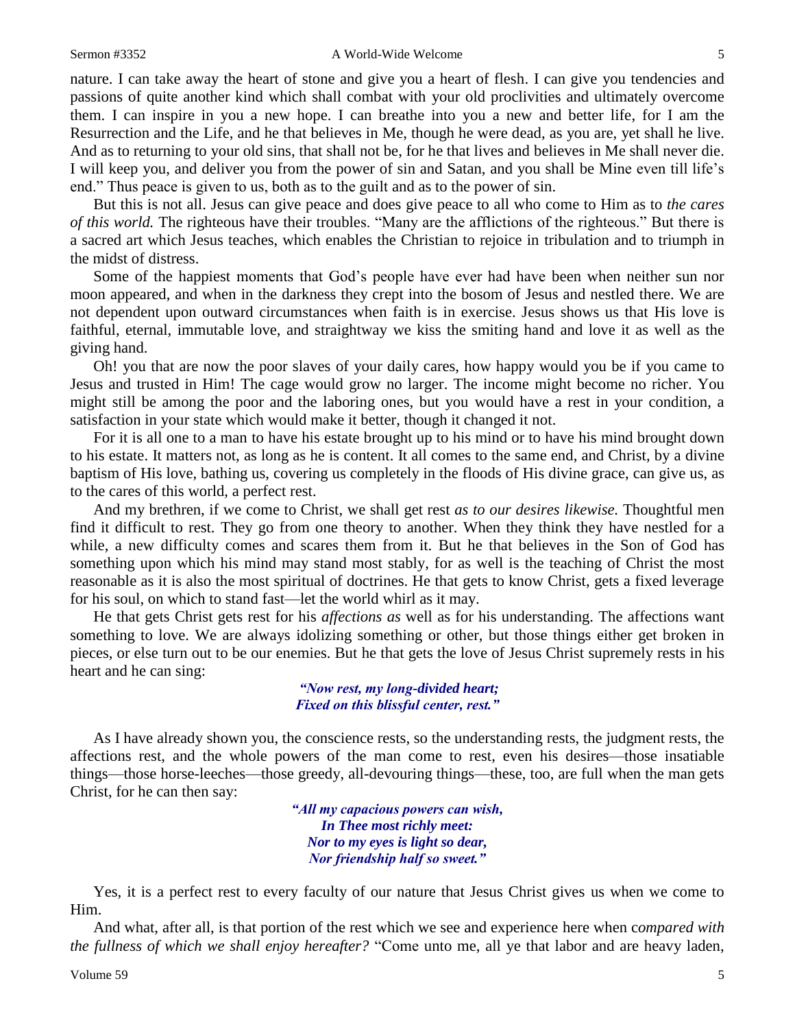nature. I can take away the heart of stone and give you a heart of flesh. I can give you tendencies and passions of quite another kind which shall combat with your old proclivities and ultimately overcome them. I can inspire in you a new hope. I can breathe into you a new and better life, for I am the Resurrection and the Life, and he that believes in Me, though he were dead, as you are, yet shall he live. And as to returning to your old sins, that shall not be, for he that lives and believes in Me shall never die. I will keep you, and deliver you from the power of sin and Satan, and you shall be Mine even till life's end." Thus peace is given to us, both as to the guilt and as to the power of sin.

But this is not all. Jesus can give peace and does give peace to all who come to Him as to *the cares of this world.* The righteous have their troubles. "Many are the afflictions of the righteous." But there is a sacred art which Jesus teaches, which enables the Christian to rejoice in tribulation and to triumph in the midst of distress.

Some of the happiest moments that God's people have ever had have been when neither sun nor moon appeared, and when in the darkness they crept into the bosom of Jesus and nestled there. We are not dependent upon outward circumstances when faith is in exercise. Jesus shows us that His love is faithful, eternal, immutable love, and straightway we kiss the smiting hand and love it as well as the giving hand.

Oh! you that are now the poor slaves of your daily cares, how happy would you be if you came to Jesus and trusted in Him! The cage would grow no larger. The income might become no richer. You might still be among the poor and the laboring ones, but you would have a rest in your condition, a satisfaction in your state which would make it better, though it changed it not.

For it is all one to a man to have his estate brought up to his mind or to have his mind brought down to his estate. It matters not, as long as he is content. It all comes to the same end, and Christ, by a divine baptism of His love, bathing us, covering us completely in the floods of His divine grace, can give us, as to the cares of this world, a perfect rest.

And my brethren, if we come to Christ, we shall get rest *as to our desires likewise.* Thoughtful men find it difficult to rest. They go from one theory to another. When they think they have nestled for a while, a new difficulty comes and scares them from it. But he that believes in the Son of God has something upon which his mind may stand most stably, for as well is the teaching of Christ the most reasonable as it is also the most spiritual of doctrines. He that gets to know Christ, gets a fixed leverage for his soul, on which to stand fast—let the world whirl as it may.

He that gets Christ gets rest for his *affections as* well as for his understanding. The affections want something to love. We are always idolizing something or other, but those things either get broken in pieces, or else turn out to be our enemies. But he that gets the love of Jesus Christ supremely rests in his heart and he can sing:

*"Now rest, my long-divided heart;*
*Fixed on this blissful center, rest."*

As I have already shown you, the conscience rests, so the understanding rests, the judgment rests, the affections rest, and the whole powers of the man come to rest, even his desires—those insatiable things—those horse-leeches—those greedy, all-devouring things—these, too, are full when the man gets Christ, for he can then say:

*"All my capacious powers can wish,*
*In Thee most richly meet:*
*Nor to my eyes is light so dear,*
*Nor friendship half so sweet."*

Yes, it is a perfect rest to every faculty of our nature that Jesus Christ gives us when we come to Him.

And what, after all, is that portion of the rest which we see and experience here when c*ompared with the fullness of which we shall enjoy hereafter?* "Come unto me, all ye that labor and are heavy laden,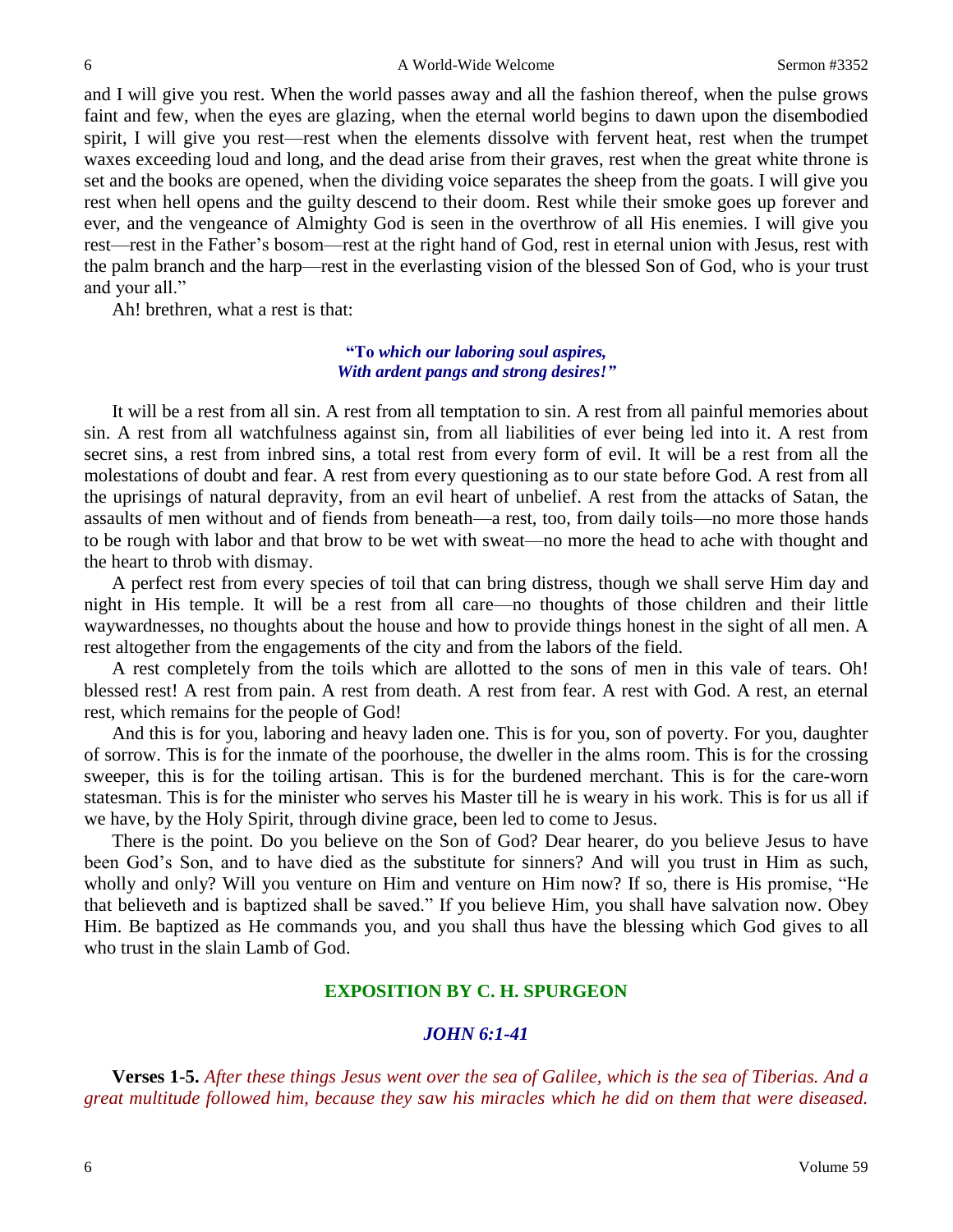and I will give you rest. When the world passes away and all the fashion thereof, when the pulse grows faint and few, when the eyes are glazing, when the eternal world begins to dawn upon the disembodied spirit, I will give you rest—rest when the elements dissolve with fervent heat, rest when the trumpet waxes exceeding loud and long, and the dead arise from their graves, rest when the great white throne is set and the books are opened, when the dividing voice separates the sheep from the goats. I will give you rest when hell opens and the guilty descend to their doom. Rest while their smoke goes up forever and ever, and the vengeance of Almighty God is seen in the overthrow of all His enemies. I will give you rest—rest in the Father's bosom—rest at the right hand of God, rest in eternal union with Jesus, rest with the palm branch and the harp—rest in the everlasting vision of the blessed Son of God, who is your trust and your all."

Ah! brethren, what a rest is that:

> **"To** ***which our laboring soul aspires,***
> ***With ardent pangs and strong desires!"***

It will be a rest from all sin. A rest from all temptation to sin. A rest from all painful memories about sin. A rest from all watchfulness against sin, from all liabilities of ever being led into it. A rest from secret sins, a rest from inbred sins, a total rest from every form of evil. It will be a rest from all the molestations of doubt and fear. A rest from every questioning as to our state before God. A rest from all the uprisings of natural depravity, from an evil heart of unbelief. A rest from the attacks of Satan, the assaults of men without and of fiends from beneath—a rest, too, from daily toils—no more those hands to be rough with labor and that brow to be wet with sweat—no more the head to ache with thought and the heart to throb with dismay.

A perfect rest from every species of toil that can bring distress, though we shall serve Him day and night in His temple. It will be a rest from all care—no thoughts of those children and their little waywardnesses, no thoughts about the house and how to provide things honest in the sight of all men. A rest altogether from the engagements of the city and from the labors of the field.

A rest completely from the toils which are allotted to the sons of men in this vale of tears. Oh! blessed rest! A rest from pain. A rest from death. A rest from fear. A rest with God. A rest, an eternal rest, which remains for the people of God!

And this is for you, laboring and heavy laden one. This is for you, son of poverty. For you, daughter of sorrow. This is for the inmate of the poorhouse, the dweller in the alms room. This is for the crossing sweeper, this is for the toiling artisan. This is for the burdened merchant. This is for the care-worn statesman. This is for the minister who serves his Master till he is weary in his work. This is for us all if we have, by the Holy Spirit, through divine grace, been led to come to Jesus.

There is the point. Do you believe on the Son of God? Dear hearer, do you believe Jesus to have been God's Son, and to have died as the substitute for sinners? And will you trust in Him as such, wholly and only? Will you venture on Him and venture on Him now? If so, there is His promise, "He that believeth and is baptized shall be saved." If you believe Him, you shall have salvation now. Obey Him. Be baptized as He commands you, and you shall thus have the blessing which God gives to all who trust in the slain Lamb of God.

## EXPOSITION BY C. H. SPURGEON

### *JOHN 6:1-41*

**Verses 1-5.** *After these things Jesus went over the sea of Galilee, which is the sea of Tiberias. And a great multitude followed him, because they saw his miracles which he did on them that were diseased.*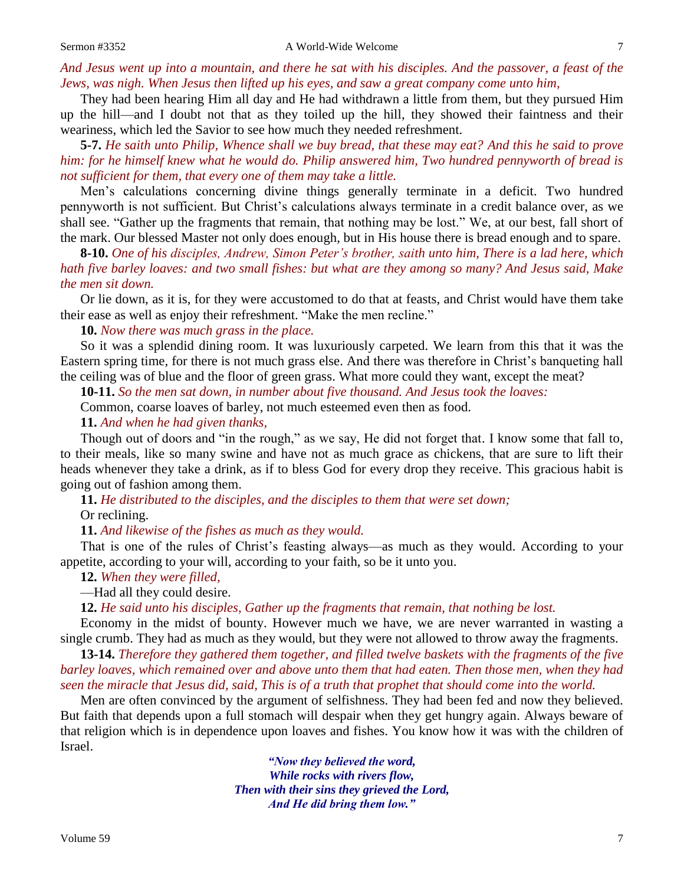*And Jesus went up into a mountain, and there he sat with his disciples. And the passover, a feast of the Jews, was nigh. When Jesus then lifted up his eyes, and saw a great company come unto him,*

They had been hearing Him all day and He had withdrawn a little from them, but they pursued Him up the hill—and I doubt not that as they toiled up the hill, they showed their faintness and their weariness, which led the Savior to see how much they needed refreshment.

**5-7.** *He saith unto Philip, Whence shall we buy bread, that these may eat? And this he said to prove him: for he himself knew what he would do. Philip answered him, Two hundred pennyworth of bread is not sufficient for them, that every one of them may take a little.*

Men's calculations concerning divine things generally terminate in a deficit. Two hundred pennyworth is not sufficient. But Christ's calculations always terminate in a credit balance over, as we shall see. "Gather up the fragments that remain, that nothing may be lost." We, at our best, fall short of the mark. Our blessed Master not only does enough, but in His house there is bread enough and to spare.

**8-10.** *One of his disciples, Andrew, Simon Peter's brother, saith unto him, There is a lad here, which hath five barley loaves: and two small fishes: but what are they among so many? And Jesus said, Make the men sit down.*

Or lie down, as it is, for they were accustomed to do that at feasts, and Christ would have them take their ease as well as enjoy their refreshment. "Make the men recline."

**10.** *Now there was much grass in the place.*

So it was a splendid dining room. It was luxuriously carpeted. We learn from this that it was the Eastern spring time, for there is not much grass else. And there was therefore in Christ's banqueting hall the ceiling was of blue and the floor of green grass. What more could they want, except the meat?

**10-11.** *So the men sat down, in number about five thousand. And Jesus took the loaves:*

Common, coarse loaves of barley, not much esteemed even then as food.

**11.** *And when he had given thanks,*

Though out of doors and "in the rough," as we say, He did not forget that. I know some that fall to, to their meals, like so many swine and have not as much grace as chickens, that are sure to lift their heads whenever they take a drink, as if to bless God for every drop they receive. This gracious habit is going out of fashion among them.

**11.** *He distributed to the disciples, and the disciples to them that were set down;*

Or reclining.

**11.** *And likewise of the fishes as much as they would.*

That is one of the rules of Christ's feasting always—as much as they would. According to your appetite, according to your will, according to your faith, so be it unto you.

**12.** *When they were filled,*

—Had all they could desire.

**12.** *He said unto his disciples, Gather up the fragments that remain, that nothing be lost.*

Economy in the midst of bounty. However much we have, we are never warranted in wasting a single crumb. They had as much as they would, but they were not allowed to throw away the fragments.

**13-14.** *Therefore they gathered them together, and filled twelve baskets with the fragments of the five barley loaves, which remained over and above unto them that had eaten. Then those men, when they had seen the miracle that Jesus did, said, This is of a truth that prophet that should come into the world.*

Men are often convinced by the argument of selfishness. They had been fed and now they believed. But faith that depends upon a full stomach will despair when they get hungry again. Always beware of that religion which is in dependence upon loaves and fishes. You know how it was with the children of Israel.

> ***"Now they believed the word,***
> ***While rocks with rivers flow,***
> ***Then with their sins they grieved the Lord,***
> ***And He did bring them low."***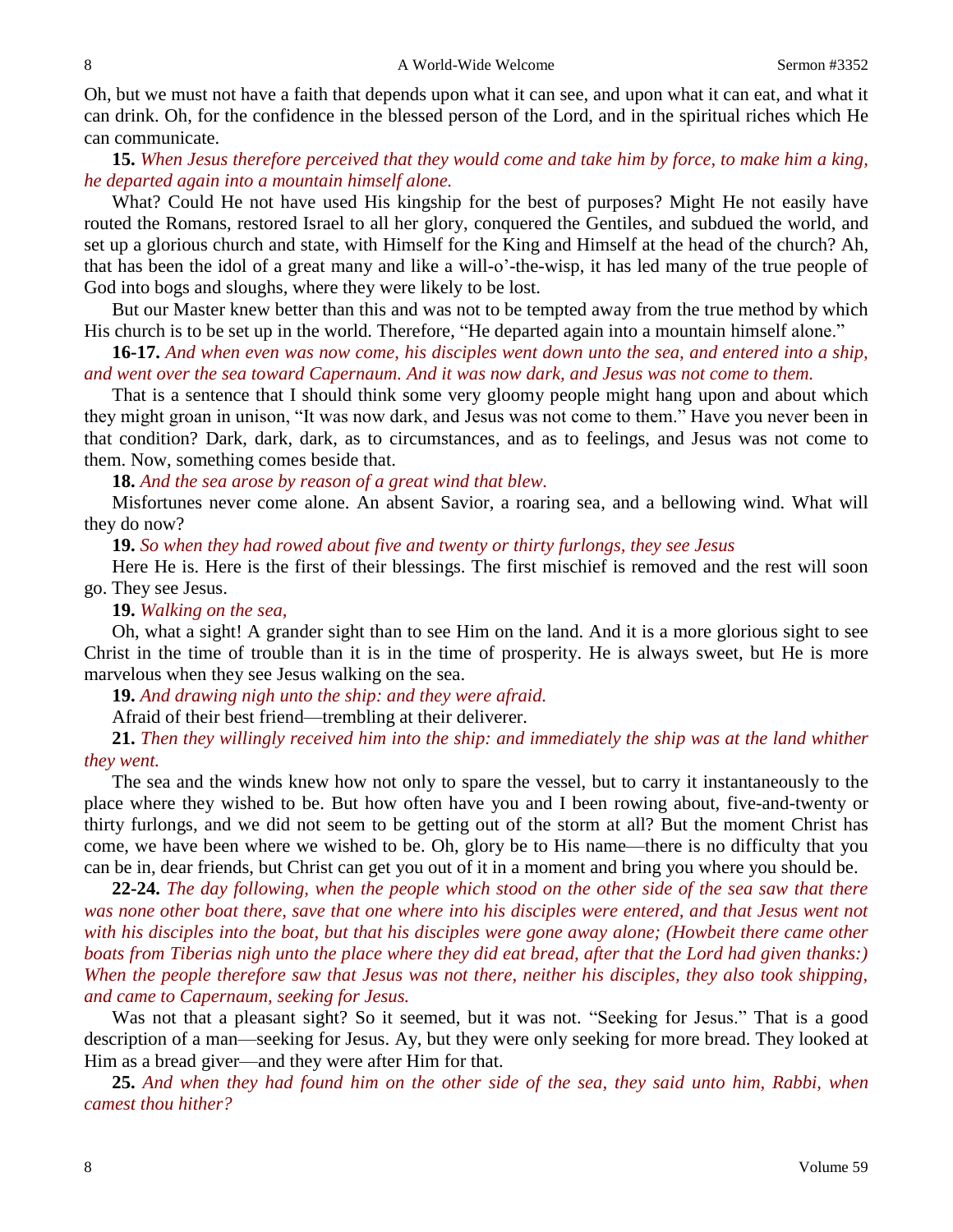Oh, but we must not have a faith that depends upon what it can see, and upon what it can eat, and what it can drink. Oh, for the confidence in the blessed person of the Lord, and in the spiritual riches which He can communicate.

**15.** *When Jesus therefore perceived that they would come and take him by force, to make him a king, he departed again into a mountain himself alone.*

What? Could He not have used His kingship for the best of purposes? Might He not easily have routed the Romans, restored Israel to all her glory, conquered the Gentiles, and subdued the world, and set up a glorious church and state, with Himself for the King and Himself at the head of the church? Ah, that has been the idol of a great many and like a will-o'-the-wisp, it has led many of the true people of God into bogs and sloughs, where they were likely to be lost.

But our Master knew better than this and was not to be tempted away from the true method by which His church is to be set up in the world. Therefore, "He departed again into a mountain himself alone."

**16-17.** *And when even was now come, his disciples went down unto the sea, and entered into a ship, and went over the sea toward Capernaum. And it was now dark, and Jesus was not come to them.*

That is a sentence that I should think some very gloomy people might hang upon and about which they might groan in unison, "It was now dark, and Jesus was not come to them." Have you never been in that condition? Dark, dark, dark, as to circumstances, and as to feelings, and Jesus was not come to them. Now, something comes beside that.

**18.** *And the sea arose by reason of a great wind that blew.*

Misfortunes never come alone. An absent Savior, a roaring sea, and a bellowing wind. What will they do now?

**19.** *So when they had rowed about five and twenty or thirty furlongs, they see Jesus*

Here He is. Here is the first of their blessings. The first mischief is removed and the rest will soon go. They see Jesus.

**19.** *Walking on the sea,*

Oh, what a sight! A grander sight than to see Him on the land. And it is a more glorious sight to see Christ in the time of trouble than it is in the time of prosperity. He is always sweet, but He is more marvelous when they see Jesus walking on the sea.

**19.** *And drawing nigh unto the ship: and they were afraid.*

Afraid of their best friend—trembling at their deliverer.

**21.** *Then they willingly received him into the ship: and immediately the ship was at the land whither they went.*

The sea and the winds knew how not only to spare the vessel, but to carry it instantaneously to the place where they wished to be. But how often have you and I been rowing about, five-and-twenty or thirty furlongs, and we did not seem to be getting out of the storm at all? But the moment Christ has come, we have been where we wished to be. Oh, glory be to His name—there is no difficulty that you can be in, dear friends, but Christ can get you out of it in a moment and bring you where you should be.

**22-24.** *The day following, when the people which stood on the other side of the sea saw that there was none other boat there, save that one where into his disciples were entered, and that Jesus went not with his disciples into the boat, but that his disciples were gone away alone; (Howbeit there came other boats from Tiberias nigh unto the place where they did eat bread, after that the Lord had given thanks:) When the people therefore saw that Jesus was not there, neither his disciples, they also took shipping, and came to Capernaum, seeking for Jesus.*

Was not that a pleasant sight? So it seemed, but it was not. "Seeking for Jesus." That is a good description of a man—seeking for Jesus. Ay, but they were only seeking for more bread. They looked at Him as a bread giver—and they were after Him for that.

**25.** *And when they had found him on the other side of the sea, they said unto him, Rabbi, when camest thou hither?*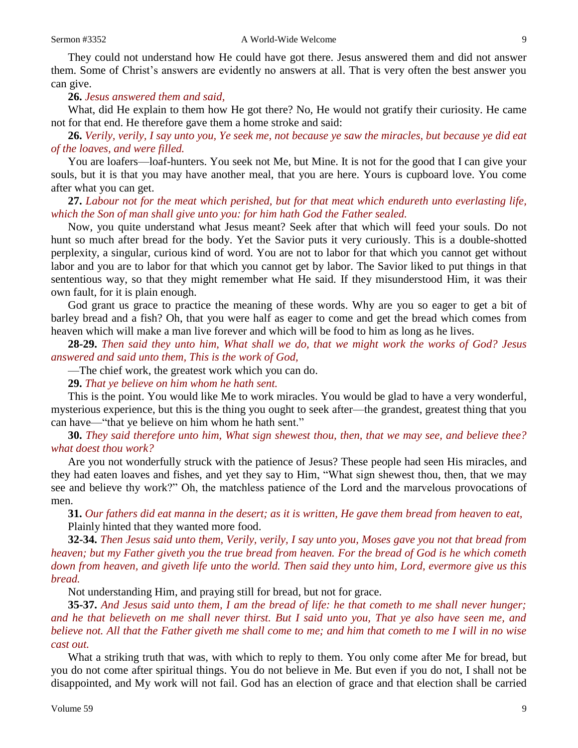They could not understand how He could have got there. Jesus answered them and did not answer them. Some of Christ's answers are evidently no answers at all. That is very often the best answer you can give.

**26.** *Jesus answered them and said,*

What, did He explain to them how He got there? No, He would not gratify their curiosity. He came not for that end. He therefore gave them a home stroke and said:

**26.** *Verily, verily, I say unto you, Ye seek me, not because ye saw the miracles, but because ye did eat of the loaves, and were filled.*

You are loafers—loaf-hunters. You seek not Me, but Mine. It is not for the good that I can give your souls, but it is that you may have another meal, that you are here. Yours is cupboard love. You come after what you can get.

**27.** *Labour not for the meat which perished, but for that meat which endureth unto everlasting life, which the Son of man shall give unto you: for him hath God the Father sealed.*

Now, you quite understand what Jesus meant? Seek after that which will feed your souls. Do not hunt so much after bread for the body. Yet the Savior puts it very curiously. This is a double-shotted perplexity, a singular, curious kind of word. You are not to labor for that which you cannot get without labor and you are to labor for that which you cannot get by labor. The Savior liked to put things in that sententious way, so that they might remember what He said. If they misunderstood Him, it was their own fault, for it is plain enough.

God grant us grace to practice the meaning of these words. Why are you so eager to get a bit of barley bread and a fish? Oh, that you were half as eager to come and get the bread which comes from heaven which will make a man live forever and which will be food to him as long as he lives.

**28-29.** *Then said they unto him, What shall we do, that we might work the works of God? Jesus answered and said unto them, This is the work of God,*

—The chief work, the greatest work which you can do.

**29.** *That ye believe on him whom he hath sent.*

This is the point. You would like Me to work miracles. You would be glad to have a very wonderful, mysterious experience, but this is the thing you ought to seek after—the grandest, greatest thing that you can have—"that ye believe on him whom he hath sent."

**30.** *They said therefore unto him, What sign shewest thou, then, that we may see, and believe thee? what dost thou work?*

Are you not wonderfully struck with the patience of Jesus? These people had seen His miracles, and they had eaten loaves and fishes, and yet they say to Him, "What sign shewest thou, then, that we may see and believe thy work?" Oh, the matchless patience of the Lord and the marvelous provocations of men.

**31.** *Our fathers did eat manna in the desert; as it is written, He gave them bread from heaven to eat,*

Plainly hinted that they wanted more food.

**32-34.** *Then Jesus said unto them, Verily, verily, I say unto you, Moses gave you not that bread from heaven; but my Father giveth you the true bread from heaven. For the bread of God is he which cometh down from heaven, and giveth life unto the world. Then said they unto him, Lord, evermore give us this bread.*

Not understanding Him, and praying still for bread, but not for grace.

**35-37.** *And Jesus said unto them, I am the bread of life: he that cometh to me shall never hunger; and he that believeth on me shall never thirst. But I said unto you, That ye also have seen me, and believe not. All that the Father giveth me shall come to me; and him that cometh to me I will in no wise cast out.*

What a striking truth that was, with which to reply to them. You only come after Me for bread, but you do not come after spiritual things. You do not believe in Me. But even if you do not, I shall not be disappointed, and My work will not fail. God has an election of grace and that election shall be carried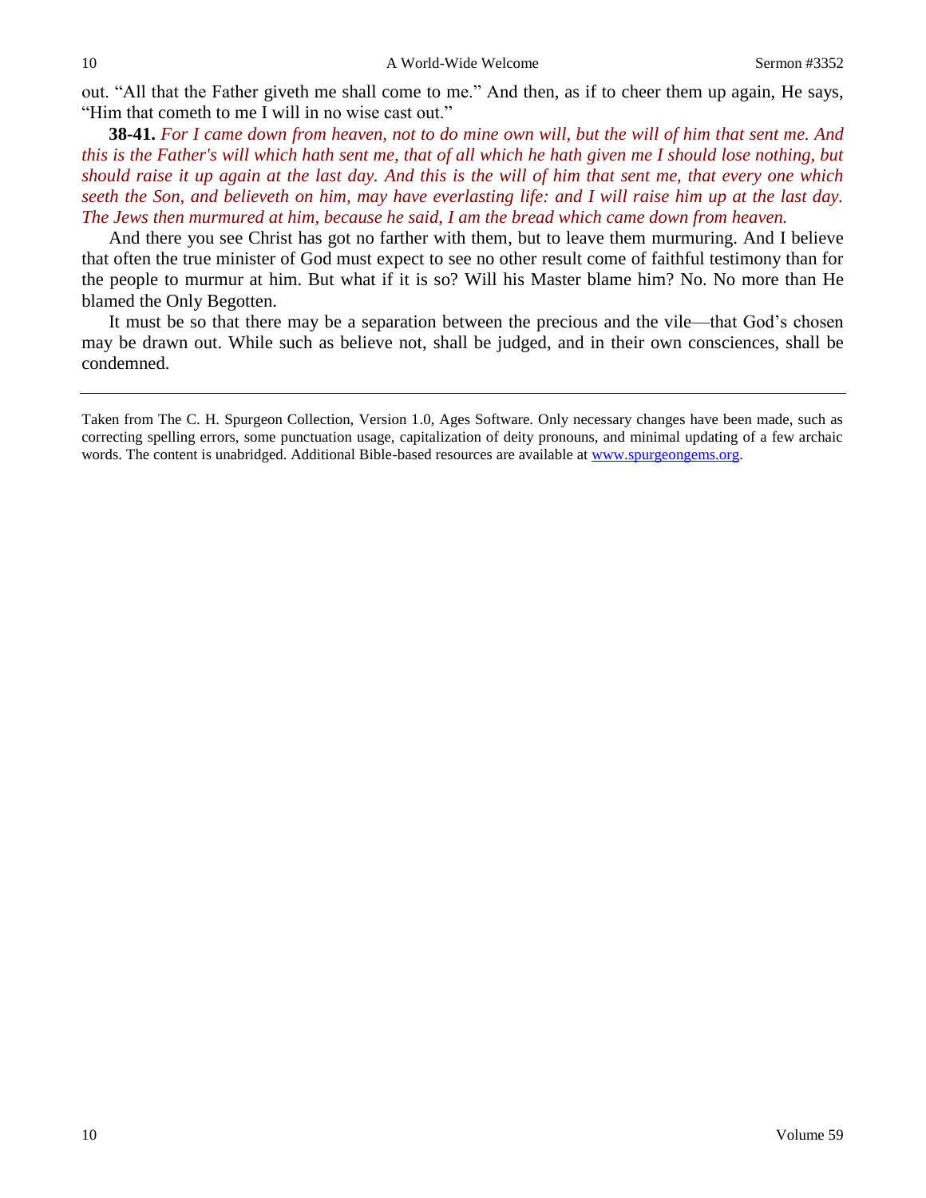out. "All that the Father giveth me shall come to me." And then, as if to cheer them up again, He says, "Him that cometh to me I will in no wise cast out."

**38-41.** *For I came down from heaven, not to do mine own will, but the will of him that sent me. And this is the Father's will which hath sent me, that of all which he hath given me I should lose nothing, but should raise it up again at the last day. And this is the will of him that sent me, that every one which seeth the Son, and believeth on him, may have everlasting life: and I will raise him up at the last day. The Jews then murmured at him, because he said, I am the bread which came down from heaven.*

And there you see Christ has got no farther with them, but to leave them murmuring. And I believe that often the true minister of God must expect to see no other result come of faithful testimony than for the people to murmur at him. But what if it is so? Will his Master blame him? No. No more than He blamed the Only Begotten.

It must be so that there may be a separation between the precious and the vile—that God's chosen may be drawn out. While such as believe not, shall be judged, and in their own consciences, shall be condemned.

---

Taken from The C. H. Spurgeon Collection, Version 1.0, Ages Software. Only necessary changes have been made, such as correcting spelling errors, some punctuation usage, capitalization of deity pronouns, and minimal updating of a few archaic words. The content is unabridged. Additional Bible-based resources are available at www.spurgeongems.org.